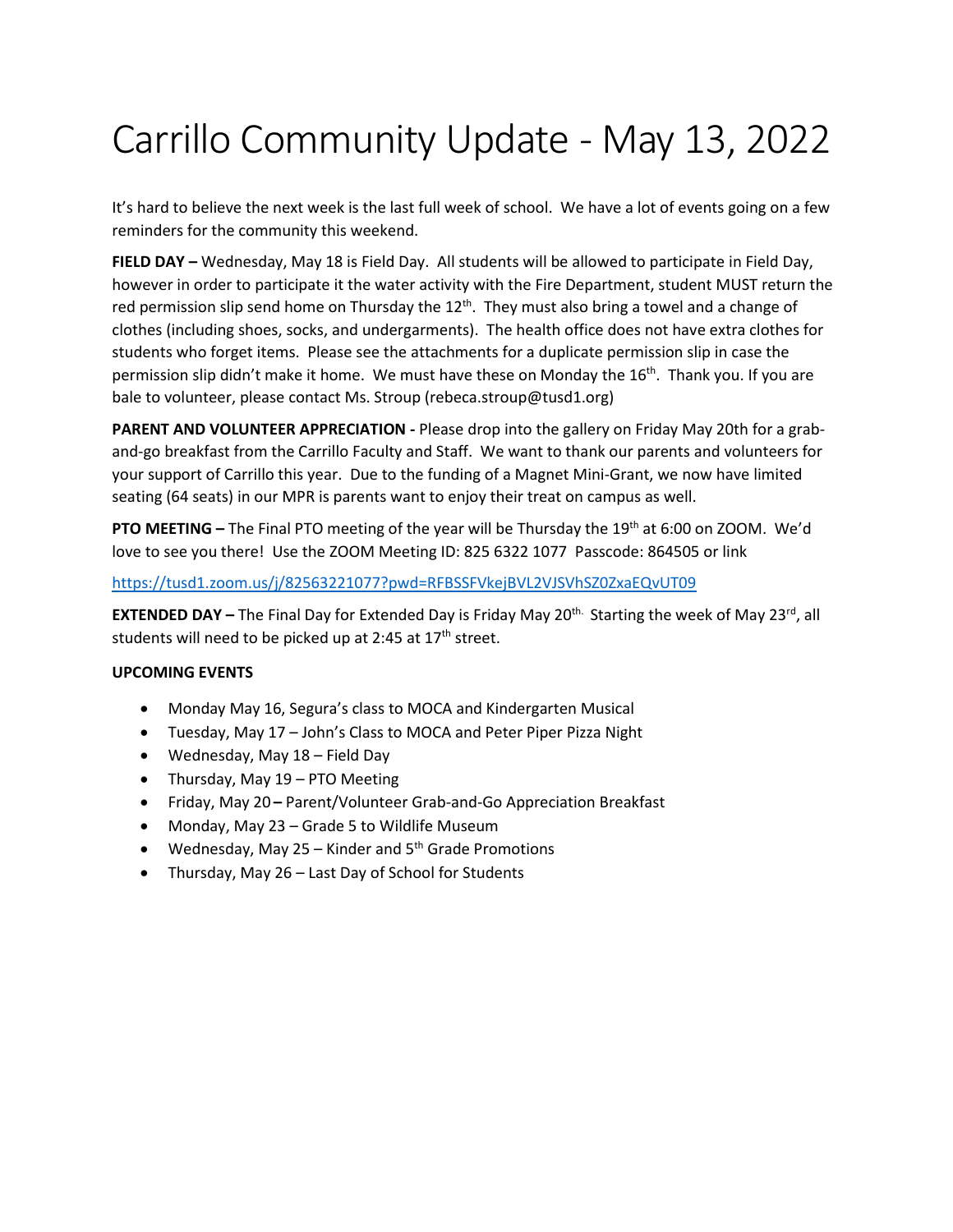# Carrillo Community Update - May 13, 2022

It's hard to believe the next week is the last full week of school. We have a lot of events going on a few reminders for the community this weekend.

**FIELD DAY –** Wednesday, May 18 is Field Day. All students will be allowed to participate in Field Day, however in order to participate it the water activity with the Fire Department, student MUST return the red permission slip send home on Thursday the 12th. They must also bring a towel and a change of clothes (including shoes, socks, and undergarments). The health office does not have extra clothes for students who forget items. Please see the attachments for a duplicate permission slip in case the permission slip didn't make it home. We must have these on Monday the 16th. Thank you. If you are bale to volunteer, please contact Ms. Stroup (rebeca.stroup@tusd1.org)

**PARENT AND VOLUNTEER APPRECIATION -** Please drop into the gallery on Friday May 20th for a grab-and-go breakfast from the Carrillo Faculty and Staff. We want to thank our parents and volunteers for your support of Carrillo this year. Due to the funding of a Magnet Mini-Grant, we now have limited seating (64 seats) in our MPR is parents want to enjoy their treat on campus as well.

**PTO MEETING –** The Final PTO meeting of the year will be Thursday the 19th at 6:00 on ZOOM. We'd love to see you there! Use the ZOOM Meeting ID: 825 6322 1077 Passcode: 864505 or link

https://tusd1.zoom.us/j/82563221077?pwd=RFBSSFVkejBVL2VJSVhSZ0ZxaEQvUT09

**EXTENDED DAY –** The Final Day for Extended Day is Friday May 20th. Starting the week of May 23rd, all students will need to be picked up at 2:45 at 17th street.

**UPCOMING EVENTS**

- Monday May 16, Segura's class to MOCA and Kindergarten Musical
- Tuesday, May 17 – John's Class to MOCA and Peter Piper Pizza Night
- Wednesday, May 18 – Field Day
- Thursday, May 19 – PTO Meeting
- Friday, May 20 **–** Parent/Volunteer Grab-and-Go Appreciation Breakfast
- Monday, May 23 – Grade 5 to Wildlife Museum
- Wednesday, May 25 – Kinder and 5th Grade Promotions
- Thursday, May 26 – Last Day of School for Students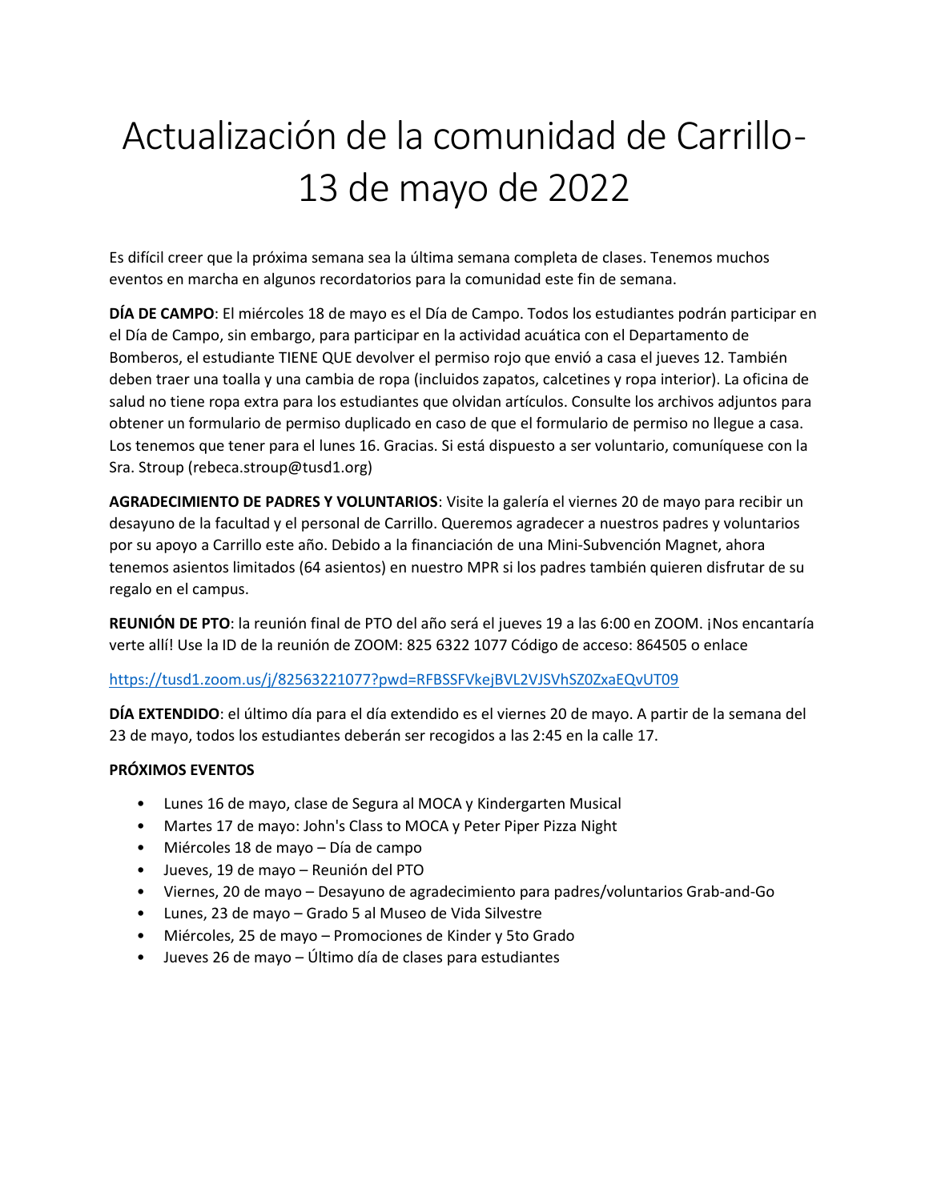# Actualización de la comunidad de Carrillo- 13 de mayo de 2022

Es difícil creer que la próxima semana sea la última semana completa de clases. Tenemos muchos eventos en marcha en algunos recordatorios para la comunidad este fin de semana.

**DÍA DE CAMPO**: El miércoles 18 de mayo es el Día de Campo. Todos los estudiantes podrán participar en el Día de Campo, sin embargo, para participar en la actividad acuática con el Departamento de Bomberos, el estudiante TIENE QUE devolver el permiso rojo que envió a casa el jueves 12. También deben traer una toalla y una cambia de ropa (incluidos zapatos, calcetines y ropa interior). La oficina de salud no tiene ropa extra para los estudiantes que olvidan artículos. Consulte los archivos adjuntos para obtener un formulario de permiso duplicado en caso de que el formulario de permiso no llegue a casa. Los tenemos que tener para el lunes 16. Gracias. Si está dispuesto a ser voluntario, comuníquese con la Sra. Stroup (rebeca.stroup@tusd1.org)

**AGRADECIMIENTO DE PADRES Y VOLUNTARIOS**: Visite la galería el viernes 20 de mayo para recibir un desayuno de la facultad y el personal de Carrillo. Queremos agradecer a nuestros padres y voluntarios por su apoyo a Carrillo este año. Debido a la financiación de una Mini-Subvención Magnet, ahora tenemos asientos limitados (64 asientos) en nuestro MPR si los padres también quieren disfrutar de su regalo en el campus.

**REUNIÓN DE PTO**: la reunión final de PTO del año será el jueves 19 a las 6:00 en ZOOM. ¡Nos encantaría verte allí! Use la ID de la reunión de ZOOM: 825 6322 1077 Código de acceso: 864505 o enlace

https://tusd1.zoom.us/j/82563221077?pwd=RFBSSFVkejBVL2VJSVhSZ0ZxaEQvUT09

**DÍA EXTENDIDO**: el último día para el día extendido es el viernes 20 de mayo. A partir de la semana del 23 de mayo, todos los estudiantes deberán ser recogidos a las 2:45 en la calle 17.

**PRÓXIMOS EVENTOS**

- Lunes 16 de mayo, clase de Segura al MOCA y Kindergarten Musical
- Martes 17 de mayo: John's Class to MOCA y Peter Piper Pizza Night
- Miércoles 18 de mayo – Día de campo
- Jueves, 19 de mayo – Reunión del PTO
- Viernes, 20 de mayo – Desayuno de agradecimiento para padres/voluntarios Grab-and-Go
- Lunes, 23 de mayo – Grado 5 al Museo de Vida Silvestre
- Miércoles, 25 de mayo – Promociones de Kinder y 5to Grado
- Jueves 26 de mayo – Último día de clases para estudiantes